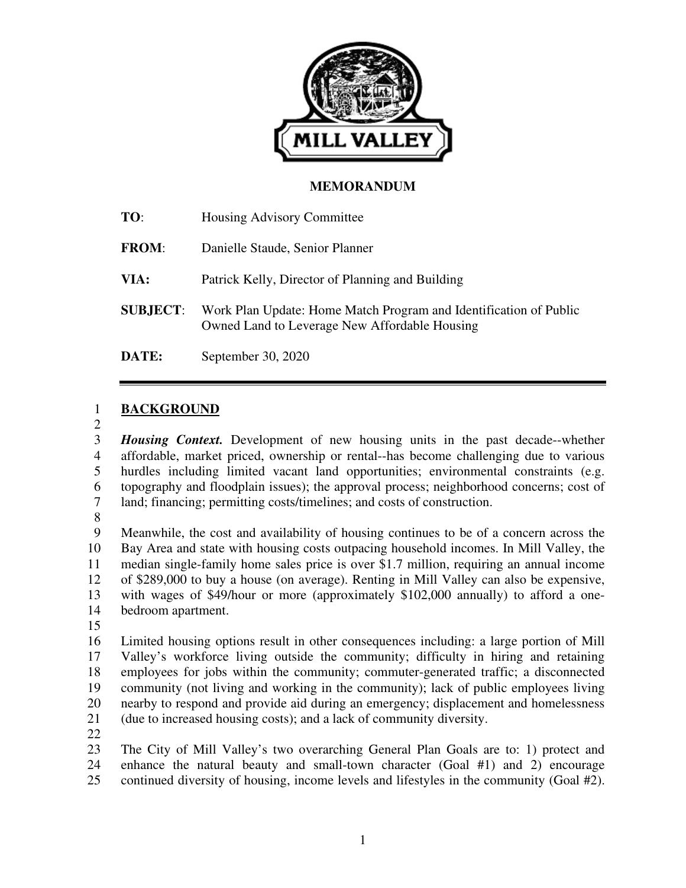MILL VALLEY

**MEMORANDUM**

**TO**: Housing Advisory Committee

**FROM**: Danielle Staude, Senior Planner

**VIA:** Patrick Kelly, Director of Planning and Building

**SUBJECT**: Work Plan Update: Home Match Program and Identification of Public Owned Land to Leverage New Affordable Housing

**DATE:** September 30, 2020

## BACKGROUND

***Housing Context.*** Development of new housing units in the past decade--whether affordable, market priced, ownership or rental--has become challenging due to various hurdles including limited vacant land opportunities; environmental constraints (e.g. topography and floodplain issues); the approval process; neighborhood concerns; cost of land; financing; permitting costs/timelines; and costs of construction.

Meanwhile, the cost and availability of housing continues to be of a concern across the Bay Area and state with housing costs outpacing household incomes. In Mill Valley, the median single-family home sales price is over $1.7 million, requiring an annual income of $289,000 to buy a house (on average). Renting in Mill Valley can also be expensive, with wages of $49/hour or more (approximately $102,000 annually) to afford a one-bedroom apartment.

Limited housing options result in other consequences including: a large portion of Mill Valley's workforce living outside the community; difficulty in hiring and retaining employees for jobs within the community; commuter-generated traffic; a disconnected community (not living and working in the community); lack of public employees living nearby to respond and provide aid during an emergency; displacement and homelessness (due to increased housing costs); and a lack of community diversity.

The City of Mill Valley's two overarching General Plan Goals are to: 1) protect and enhance the natural beauty and small-town character (Goal #1) and 2) encourage continued diversity of housing, income levels and lifestyles in the community (Goal #2).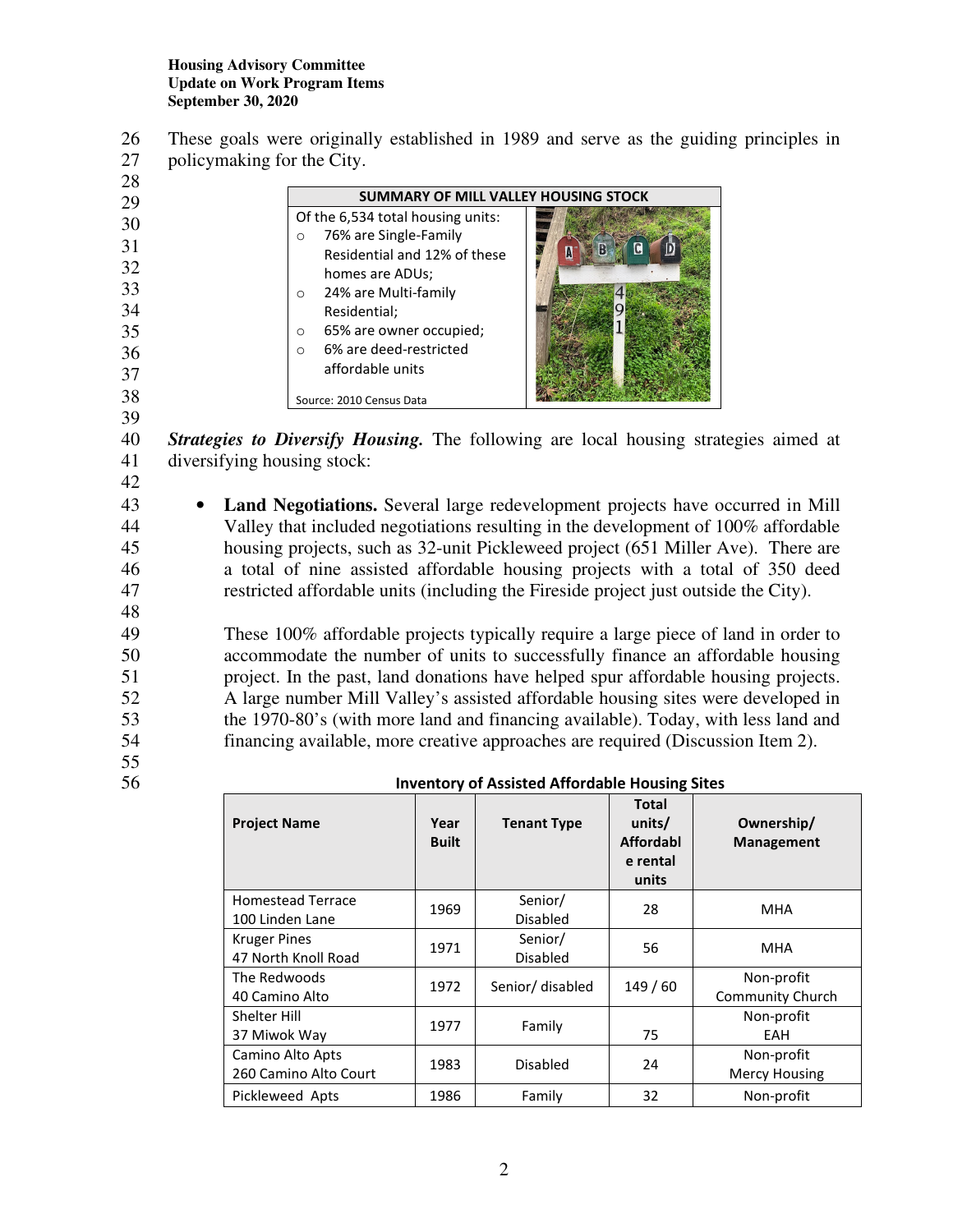These goals were originally established in 1989 and serve as the guiding principles in policymaking for the City.

| SUMMARY OF MILL VALLEY HOUSING STOCK |
|---|
| Of the 6,534 total housing units: |
| ○ 76% are Single-Family Residential and 12% of these homes are ADUs; |
| ○ 24% are Multi-family Residential; |
| ○ 65% are owner occupied; |
| ○ 6% are deed-restricted affordable units |
| Source: 2010 Census Data |

***Strategies to Diversify Housing.*** The following are local housing strategies aimed at diversifying housing stock:

- **Land Negotiations.** Several large redevelopment projects have occurred in Mill Valley that included negotiations resulting in the development of 100% affordable housing projects, such as 32-unit Pickleweed project (651 Miller Ave). There are a total of nine assisted affordable housing projects with a total of 350 deed restricted affordable units (including the Fireside project just outside the City).

  These 100% affordable projects typically require a large piece of land in order to accommodate the number of units to successfully finance an affordable housing project. In the past, land donations have helped spur affordable housing projects. A large number Mill Valley's assisted affordable housing sites were developed in the 1970-80's (with more land and financing available). Today, with less land and financing available, more creative approaches are required (Discussion Item 2).

**Inventory of Assisted Affordable Housing Sites**

| Project Name | Year Built | Tenant Type | Total units/ Affordable rental units | Ownership/ Management |
|---|---|---|---|---|
| Homestead Terrace<br>100 Linden Lane | 1969 | Senior/ Disabled | 28 | MHA |
| Kruger Pines<br>47 North Knoll Road | 1971 | Senior/ Disabled | 56 | MHA |
| The Redwoods<br>40 Camino Alto | 1972 | Senior/ disabled | 149 / 60 | Non-profit Community Church |
| Shelter Hill<br>37 Miwok Way | 1977 | Family | 75 | Non-profit EAH |
| Camino Alto Apts<br>260 Camino Alto Court | 1983 | Disabled | 24 | Non-profit Mercy Housing |
| Pickleweed Apts | 1986 | Family | 32 | Non-profit |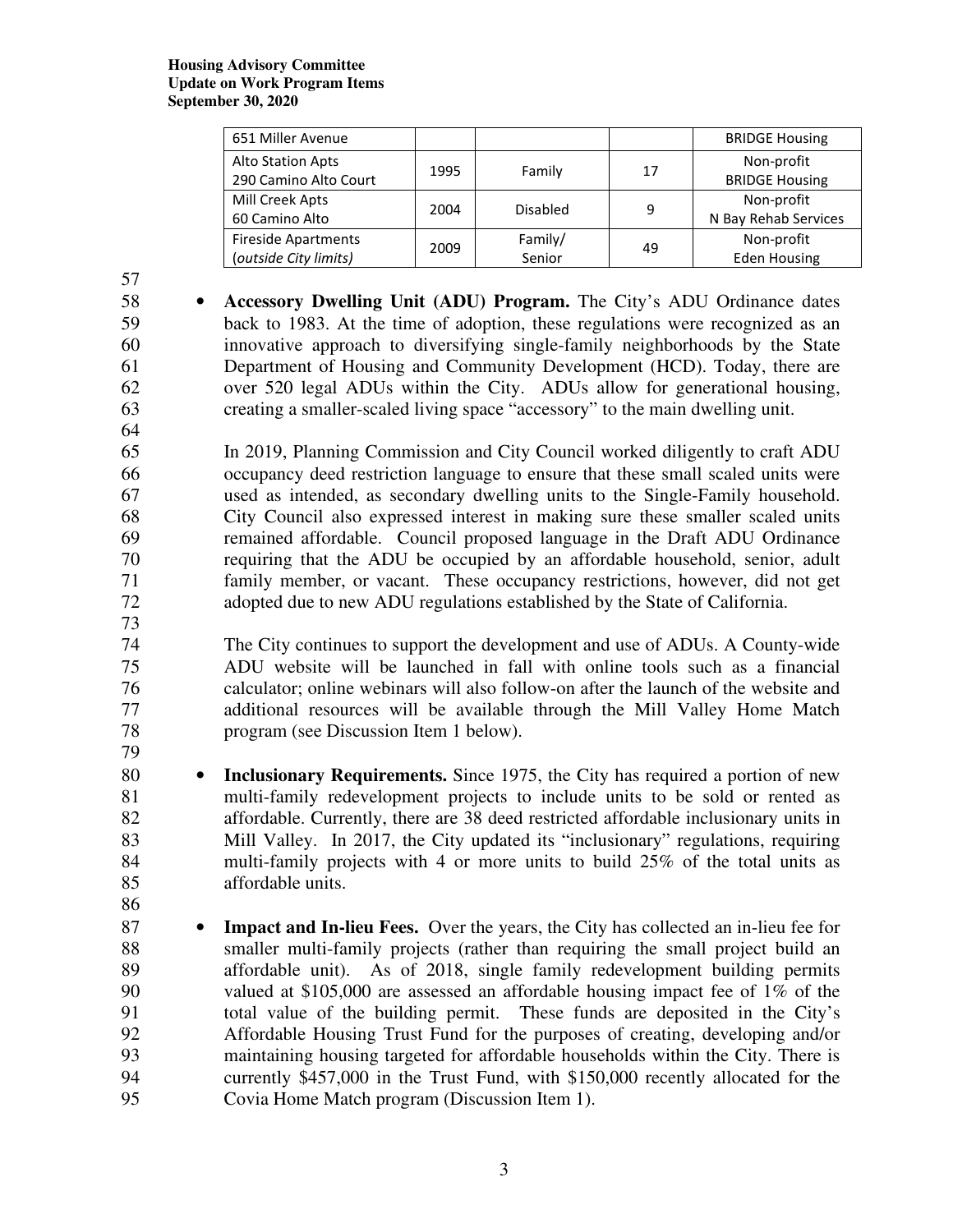| | | | | |
|---|---|---|---|---|
| 651 Miller Avenue | | | | BRIDGE Housing |
| Alto Station Apts<br>290 Camino Alto Court | 1995 | Family | 17 | Non-profit<br>BRIDGE Housing |
| Mill Creek Apts<br>60 Camino Alto | 2004 | Disabled | 9 | Non-profit<br>N Bay Rehab Services |
| Fireside Apartments<br>(*outside City limits*) | 2009 | Family/<br>Senior | 49 | Non-profit<br>Eden Housing |

- **Accessory Dwelling Unit (ADU) Program.** The City's ADU Ordinance dates back to 1983. At the time of adoption, these regulations were recognized as an innovative approach to diversifying single-family neighborhoods by the State Department of Housing and Community Development (HCD). Today, there are over 520 legal ADUs within the City. ADUs allow for generational housing, creating a smaller-scaled living space "accessory" to the main dwelling unit.

  In 2019, Planning Commission and City Council worked diligently to craft ADU occupancy deed restriction language to ensure that these small scaled units were used as intended, as secondary dwelling units to the Single-Family household. City Council also expressed interest in making sure these smaller scaled units remained affordable. Council proposed language in the Draft ADU Ordinance requiring that the ADU be occupied by an affordable household, senior, adult family member, or vacant. These occupancy restrictions, however, did not get adopted due to new ADU regulations established by the State of California.

  The City continues to support the development and use of ADUs. A County-wide ADU website will be launched in fall with online tools such as a financial calculator; online webinars will also follow-on after the launch of the website and additional resources will be available through the Mill Valley Home Match program (see Discussion Item 1 below).

- **Inclusionary Requirements.** Since 1975, the City has required a portion of new multi-family redevelopment projects to include units to be sold or rented as affordable. Currently, there are 38 deed restricted affordable inclusionary units in Mill Valley. In 2017, the City updated its "inclusionary" regulations, requiring multi-family projects with 4 or more units to build 25% of the total units as affordable units.

- **Impact and In-lieu Fees.** Over the years, the City has collected an in-lieu fee for smaller multi-family projects (rather than requiring the small project build an affordable unit). As of 2018, single family redevelopment building permits valued at $105,000 are assessed an affordable housing impact fee of 1% of the total value of the building permit. These funds are deposited in the City's Affordable Housing Trust Fund for the purposes of creating, developing and/or maintaining housing targeted for affordable households within the City. There is currently $457,000 in the Trust Fund, with $150,000 recently allocated for the Covia Home Match program (Discussion Item 1).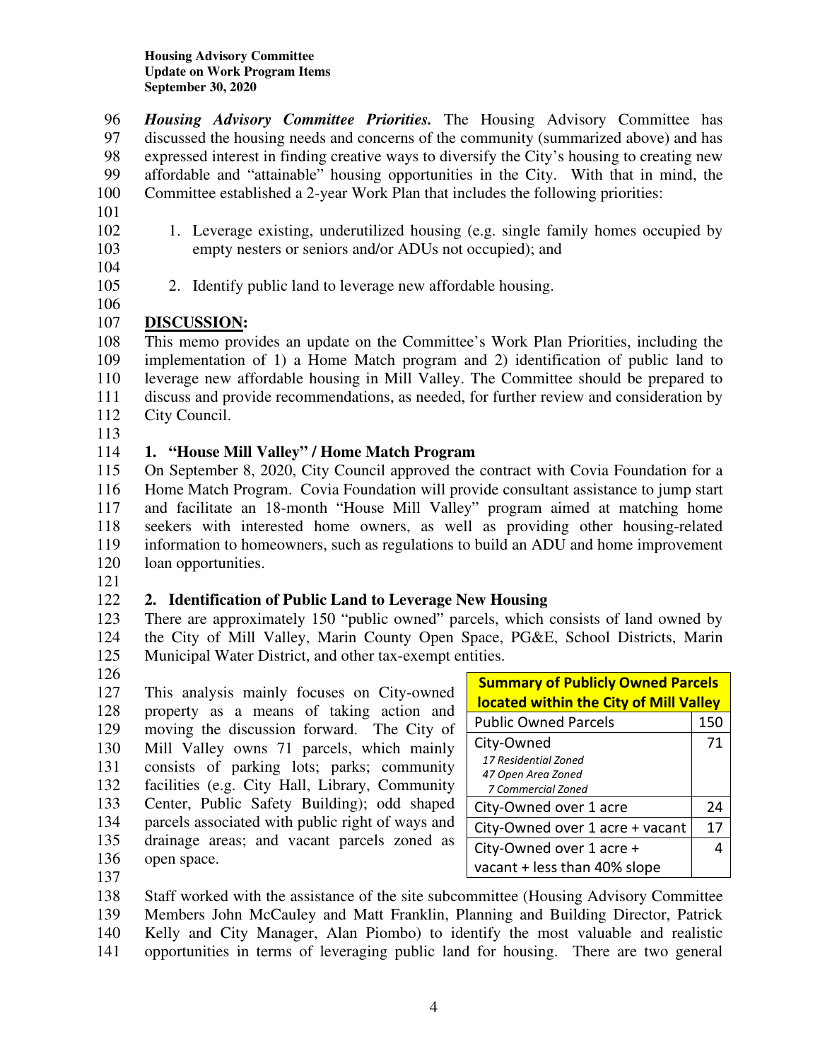*Housing Advisory Committee Priorities.* The Housing Advisory Committee has discussed the housing needs and concerns of the community (summarized above) and has expressed interest in finding creative ways to diversify the City's housing to creating new affordable and "attainable" housing opportunities in the City. With that in mind, the Committee established a 2-year Work Plan that includes the following priorities:

1. Leverage existing, underutilized housing (e.g. single family homes occupied by empty nesters or seniors and/or ADUs not occupied); and

2. Identify public land to leverage new affordable housing.

**DISCUSSION:**

This memo provides an update on the Committee's Work Plan Priorities, including the implementation of 1) a Home Match program and 2) identification of public land to leverage new affordable housing in Mill Valley. The Committee should be prepared to discuss and provide recommendations, as needed, for further review and consideration by City Council.

### 1. "House Mill Valley" / Home Match Program

On September 8, 2020, City Council approved the contract with Covia Foundation for a Home Match Program. Covia Foundation will provide consultant assistance to jump start and facilitate an 18-month "House Mill Valley" program aimed at matching home seekers with interested home owners, as well as providing other housing-related information to homeowners, such as regulations to build an ADU and home improvement loan opportunities.

### 2. Identification of Public Land to Leverage New Housing

There are approximately 150 "public owned" parcels, which consists of land owned by the City of Mill Valley, Marin County Open Space, PG&E, School Districts, Marin Municipal Water District, and other tax-exempt entities.

This analysis mainly focuses on City-owned property as a means of taking action and moving the discussion forward. The City of Mill Valley owns 71 parcels, which mainly consists of parking lots; parks; community facilities (e.g. City Hall, Library, Community Center, Public Safety Building); odd shaped parcels associated with public right of ways and drainage areas; and vacant parcels zoned as open space.

| **Summary of Publicly Owned Parcels located within the City of Mill Valley** | |
|---|---|
| Public Owned Parcels | 150 |
| City-Owned<br>*17 Residential Zoned*<br>*47 Open Area Zoned*<br>*7 Commercial Zoned* | 71 |
| City-Owned over 1 acre | 24 |
| City-Owned over 1 acre + vacant | 17 |
| City-Owned over 1 acre + vacant + less than 40% slope | 4 |

Staff worked with the assistance of the site subcommittee (Housing Advisory Committee Members John McCauley and Matt Franklin, Planning and Building Director, Patrick Kelly and City Manager, Alan Piombo) to identify the most valuable and realistic opportunities in terms of leveraging public land for housing. There are two general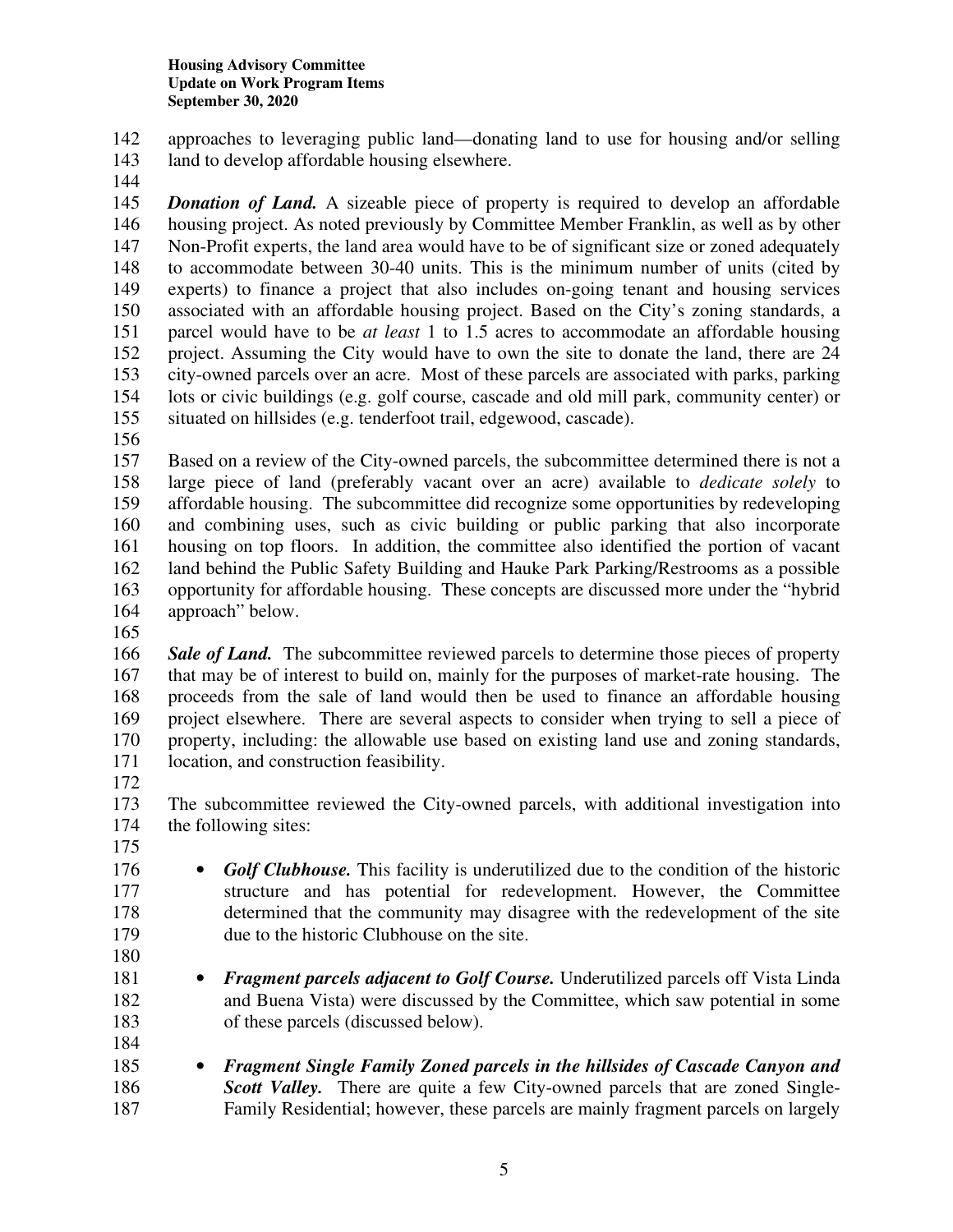approaches to leveraging public land—donating land to use for housing and/or selling land to develop affordable housing elsewhere.

***Donation of Land.*** A sizeable piece of property is required to develop an affordable housing project. As noted previously by Committee Member Franklin, as well as by other Non-Profit experts, the land area would have to be of significant size or zoned adequately to accommodate between 30-40 units. This is the minimum number of units (cited by experts) to finance a project that also includes on-going tenant and housing services associated with an affordable housing project. Based on the City's zoning standards, a parcel would have to be *at least* 1 to 1.5 acres to accommodate an affordable housing project. Assuming the City would have to own the site to donate the land, there are 24 city-owned parcels over an acre. Most of these parcels are associated with parks, parking lots or civic buildings (e.g. golf course, cascade and old mill park, community center) or situated on hillsides (e.g. tenderfoot trail, edgewood, cascade).

Based on a review of the City-owned parcels, the subcommittee determined there is not a large piece of land (preferably vacant over an acre) available to *dedicate solely* to affordable housing. The subcommittee did recognize some opportunities by redeveloping and combining uses, such as civic building or public parking that also incorporate housing on top floors. In addition, the committee also identified the portion of vacant land behind the Public Safety Building and Hauke Park Parking/Restrooms as a possible opportunity for affordable housing. These concepts are discussed more under the "hybrid approach" below.

***Sale of Land.*** The subcommittee reviewed parcels to determine those pieces of property that may be of interest to build on, mainly for the purposes of market-rate housing. The proceeds from the sale of land would then be used to finance an affordable housing project elsewhere. There are several aspects to consider when trying to sell a piece of property, including: the allowable use based on existing land use and zoning standards, location, and construction feasibility.

The subcommittee reviewed the City-owned parcels, with additional investigation into the following sites:

- ***Golf Clubhouse.*** This facility is underutilized due to the condition of the historic structure and has potential for redevelopment. However, the Committee determined that the community may disagree with the redevelopment of the site due to the historic Clubhouse on the site.

- ***Fragment parcels adjacent to Golf Course.*** Underutilized parcels off Vista Linda and Buena Vista) were discussed by the Committee, which saw potential in some of these parcels (discussed below).

- ***Fragment Single Family Zoned parcels in the hillsides of Cascade Canyon and Scott Valley.*** There are quite a few City-owned parcels that are zoned Single-Family Residential; however, these parcels are mainly fragment parcels on largely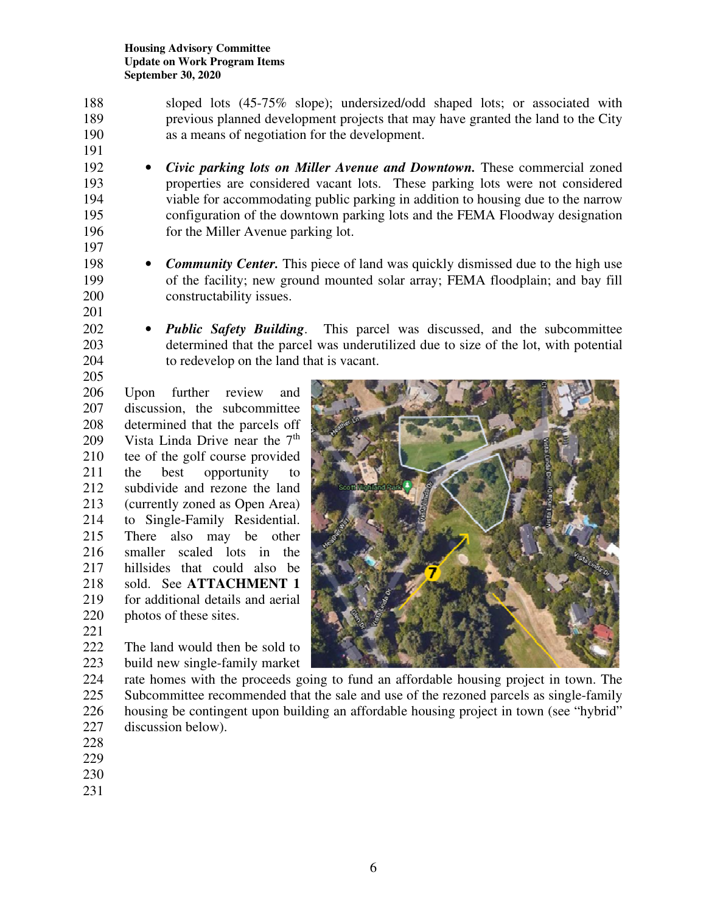sloped lots (45-75% slope); undersized/odd shaped lots; or associated with previous planned development projects that may have granted the land to the City as a means of negotiation for the development.

- ***Civic parking lots on Miller Avenue and Downtown.*** These commercial zoned properties are considered vacant lots. These parking lots were not considered viable for accommodating public parking in addition to housing due to the narrow configuration of the downtown parking lots and the FEMA Floodway designation for the Miller Avenue parking lot.

- ***Community Center.*** This piece of land was quickly dismissed due to the high use of the facility; new ground mounted solar array; FEMA floodplain; and bay fill constructability issues.

- ***Public Safety Building***. This parcel was discussed, and the subcommittee determined that the parcel was underutilized due to size of the lot, with potential to redevelop on the land that is vacant.

Upon further review and discussion, the subcommittee determined that the parcels off Vista Linda Drive near the 7th tee of the golf course provided the best opportunity to subdivide and rezone the land (currently zoned as Open Area) to Single-Family Residential. There also may be other smaller scaled lots in the hillsides that could also be sold. See **ATTACHMENT 1** for additional details and aerial photos of these sites.

The land would then be sold to build new single-family market rate homes with the proceeds going to fund an affordable housing project in town. The Subcommittee recommended that the sale and use of the rezoned parcels as single-family housing be contingent upon building an affordable housing project in town (see "hybrid" discussion below).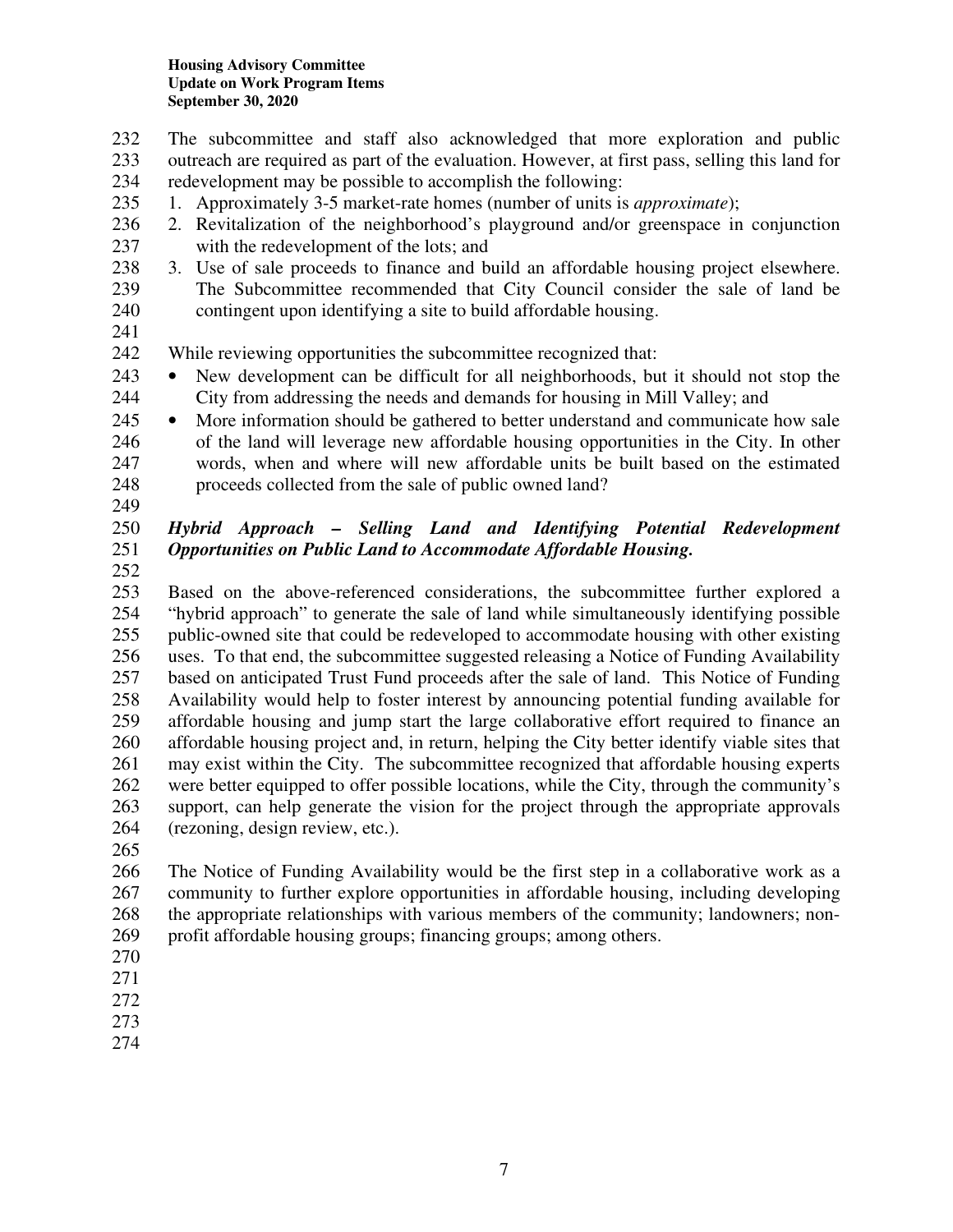The subcommittee and staff also acknowledged that more exploration and public outreach are required as part of the evaluation. However, at first pass, selling this land for redevelopment may be possible to accomplish the following:

1. Approximately 3-5 market-rate homes (number of units is *approximate*);
2. Revitalization of the neighborhood's playground and/or greenspace in conjunction with the redevelopment of the lots; and
3. Use of sale proceeds to finance and build an affordable housing project elsewhere. The Subcommittee recommended that City Council consider the sale of land be contingent upon identifying a site to build affordable housing.

While reviewing opportunities the subcommittee recognized that:

- New development can be difficult for all neighborhoods, but it should not stop the City from addressing the needs and demands for housing in Mill Valley; and
- More information should be gathered to better understand and communicate how sale of the land will leverage new affordable housing opportunities in the City. In other words, when and where will new affordable units be built based on the estimated proceeds collected from the sale of public owned land?

***Hybrid Approach – Selling Land and Identifying Potential Redevelopment Opportunities on Public Land to Accommodate Affordable Housing.***

Based on the above-referenced considerations, the subcommittee further explored a "hybrid approach" to generate the sale of land while simultaneously identifying possible public-owned site that could be redeveloped to accommodate housing with other existing uses. To that end, the subcommittee suggested releasing a Notice of Funding Availability based on anticipated Trust Fund proceeds after the sale of land. This Notice of Funding Availability would help to foster interest by announcing potential funding available for affordable housing and jump start the large collaborative effort required to finance an affordable housing project and, in return, helping the City better identify viable sites that may exist within the City. The subcommittee recognized that affordable housing experts were better equipped to offer possible locations, while the City, through the community's support, can help generate the vision for the project through the appropriate approvals (rezoning, design review, etc.).

The Notice of Funding Availability would be the first step in a collaborative work as a community to further explore opportunities in affordable housing, including developing the appropriate relationships with various members of the community; landowners; non-profit affordable housing groups; financing groups; among others.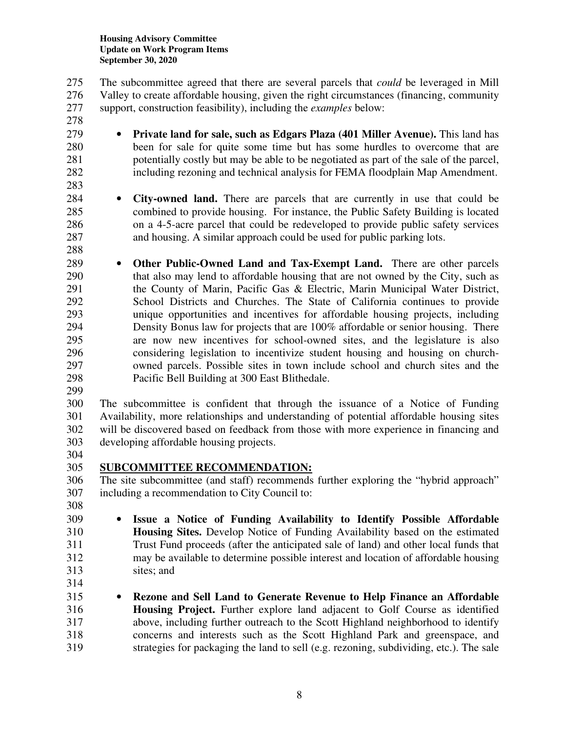The subcommittee agreed that there are several parcels that *could* be leveraged in Mill Valley to create affordable housing, given the right circumstances (financing, community support, construction feasibility), including the *examples* below:

- **Private land for sale, such as Edgars Plaza (401 Miller Avenue).** This land has been for sale for quite some time but has some hurdles to overcome that are potentially costly but may be able to be negotiated as part of the sale of the parcel, including rezoning and technical analysis for FEMA floodplain Map Amendment.

- **City-owned land.** There are parcels that are currently in use that could be combined to provide housing. For instance, the Public Safety Building is located on a 4-5-acre parcel that could be redeveloped to provide public safety services and housing. A similar approach could be used for public parking lots.

- **Other Public-Owned Land and Tax-Exempt Land.** There are other parcels that also may lend to affordable housing that are not owned by the City, such as the County of Marin, Pacific Gas & Electric, Marin Municipal Water District, School Districts and Churches. The State of California continues to provide unique opportunities and incentives for affordable housing projects, including Density Bonus law for projects that are 100% affordable or senior housing. There are now new incentives for school-owned sites, and the legislature is also considering legislation to incentivize student housing and housing on church-owned parcels. Possible sites in town include school and church sites and the Pacific Bell Building at 300 East Blithedale.

The subcommittee is confident that through the issuance of a Notice of Funding Availability, more relationships and understanding of potential affordable housing sites will be discovered based on feedback from those with more experience in financing and developing affordable housing projects.

## SUBCOMMITTEE RECOMMENDATION:

The site subcommittee (and staff) recommends further exploring the "hybrid approach" including a recommendation to City Council to:

- **Issue a Notice of Funding Availability to Identify Possible Affordable Housing Sites.** Develop Notice of Funding Availability based on the estimated Trust Fund proceeds (after the anticipated sale of land) and other local funds that may be available to determine possible interest and location of affordable housing sites; and

- **Rezone and Sell Land to Generate Revenue to Help Finance an Affordable Housing Project.** Further explore land adjacent to Golf Course as identified above, including further outreach to the Scott Highland neighborhood to identify concerns and interests such as the Scott Highland Park and greenspace, and strategies for packaging the land to sell (e.g. rezoning, subdividing, etc.). The sale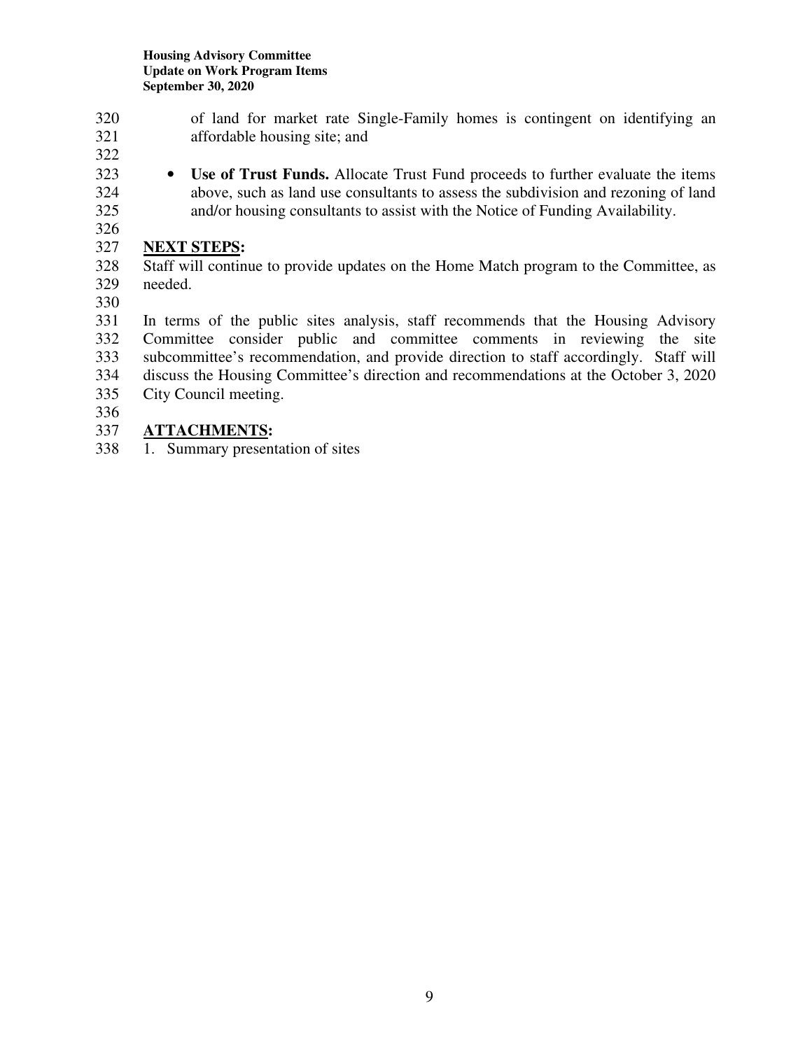of land for market rate Single-Family homes is contingent on identifying an affordable housing site; and

- **Use of Trust Funds.** Allocate Trust Fund proceeds to further evaluate the items above, such as land use consultants to assess the subdivision and rezoning of land and/or housing consultants to assist with the Notice of Funding Availability.

## NEXT STEPS:

Staff will continue to provide updates on the Home Match program to the Committee, as needed.

In terms of the public sites analysis, staff recommends that the Housing Advisory Committee consider public and committee comments in reviewing the site subcommittee's recommendation, and provide direction to staff accordingly. Staff will discuss the Housing Committee's direction and recommendations at the October 3, 2020 City Council meeting.

## ATTACHMENTS:

1. Summary presentation of sites